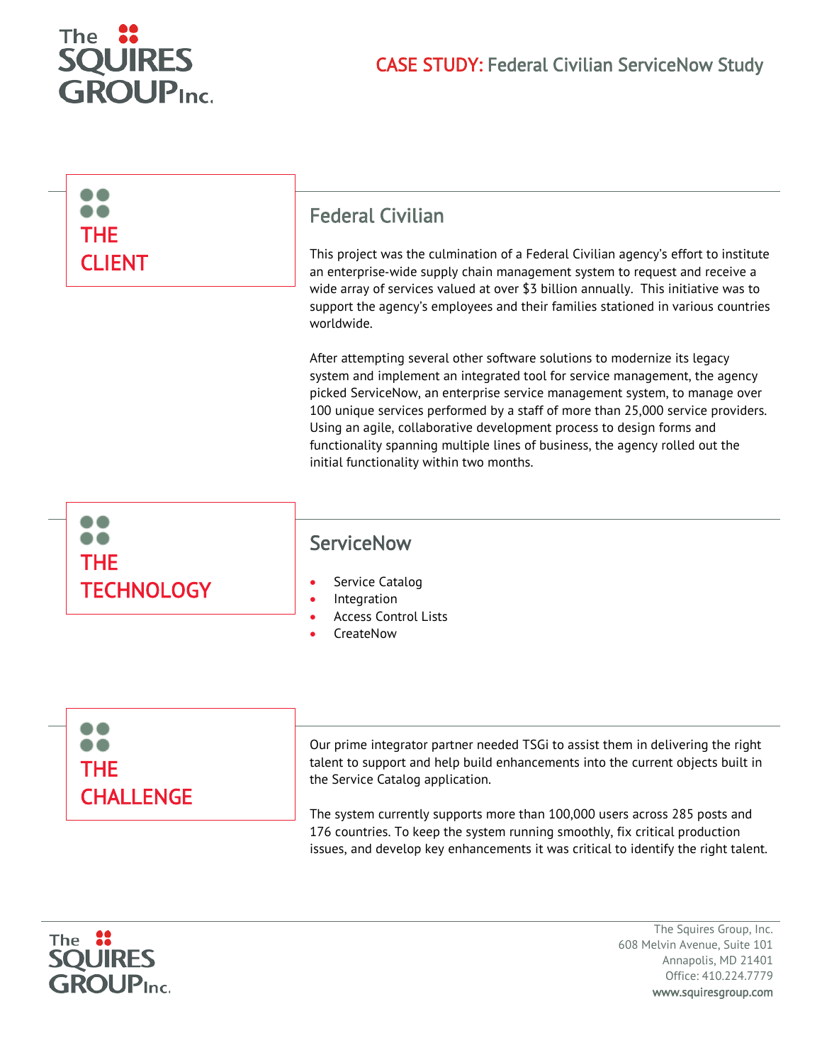The SQUIRES GROUP Inc.

# CASE STUDY: Federal Civilian ServiceNow Study

## THE CLIENT

### Federal Civilian

This project was the culmination of a Federal Civilian agency's effort to institute an enterprise-wide supply chain management system to request and receive a wide array of services valued at over $3 billion annually. This initiative was to support the agency's employees and their families stationed in various countries worldwide.

After attempting several other software solutions to modernize its legacy system and implement an integrated tool for service management, the agency picked ServiceNow, an enterprise service management system, to manage over 100 unique services performed by a staff of more than 25,000 service providers. Using an agile, collaborative development process to design forms and functionality spanning multiple lines of business, the agency rolled out the initial functionality within two months.

## THE TECHNOLOGY

### ServiceNow

- Service Catalog
- Integration
- Access Control Lists
- CreateNow

## THE CHALLENGE

Our prime integrator partner needed TSGi to assist them in delivering the right talent to support and help build enhancements into the current objects built in the Service Catalog application.

The system currently supports more than 100,000 users across 285 posts and 176 countries. To keep the system running smoothly, fix critical production issues, and develop key enhancements it was critical to identify the right talent.

The Squires Group, Inc.
608 Melvin Avenue, Suite 101
Annapolis, MD 21401
Office: 410.224.7779
www.squiresgroup.com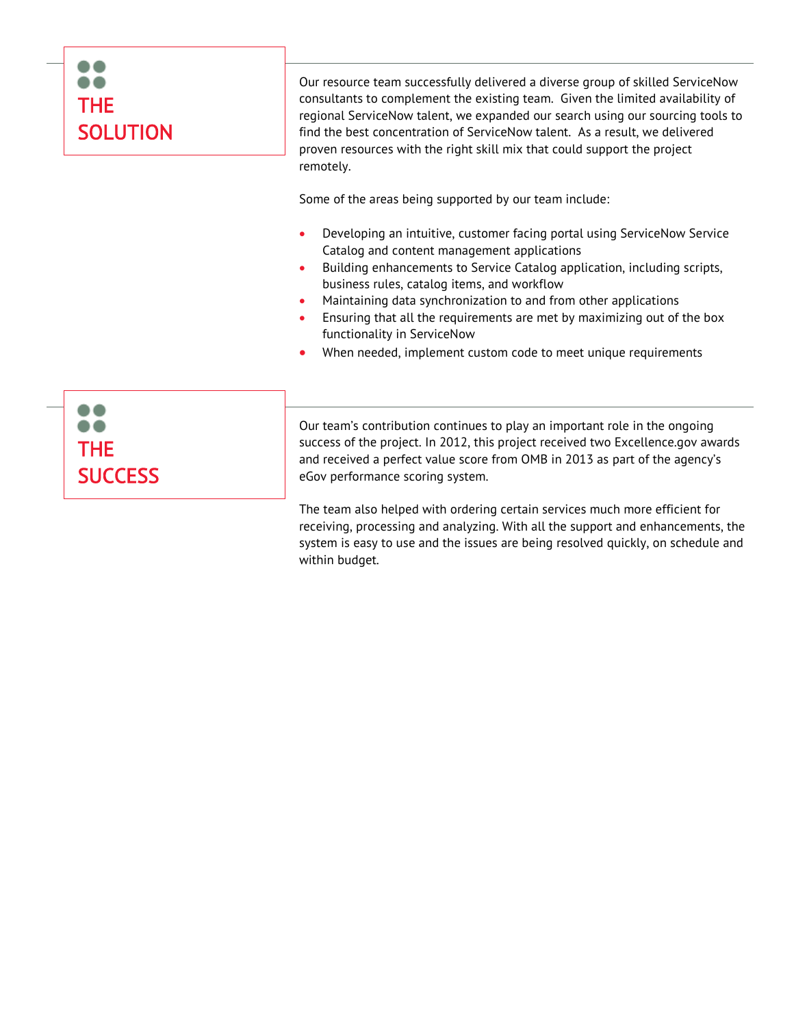## THE SOLUTION

Our resource team successfully delivered a diverse group of skilled ServiceNow consultants to complement the existing team. Given the limited availability of regional ServiceNow talent, we expanded our search using our sourcing tools to find the best concentration of ServiceNow talent. As a result, we delivered proven resources with the right skill mix that could support the project remotely.

Some of the areas being supported by our team include:

- Developing an intuitive, customer facing portal using ServiceNow Service Catalog and content management applications
- Building enhancements to Service Catalog application, including scripts, business rules, catalog items, and workflow
- Maintaining data synchronization to and from other applications
- Ensuring that all the requirements are met by maximizing out of the box functionality in ServiceNow
- When needed, implement custom code to meet unique requirements

## THE SUCCESS

Our team's contribution continues to play an important role in the ongoing success of the project. In 2012, this project received two Excellence.gov awards and received a perfect value score from OMB in 2013 as part of the agency's eGov performance scoring system.

The team also helped with ordering certain services much more efficient for receiving, processing and analyzing. With all the support and enhancements, the system is easy to use and the issues are being resolved quickly, on schedule and within budget.